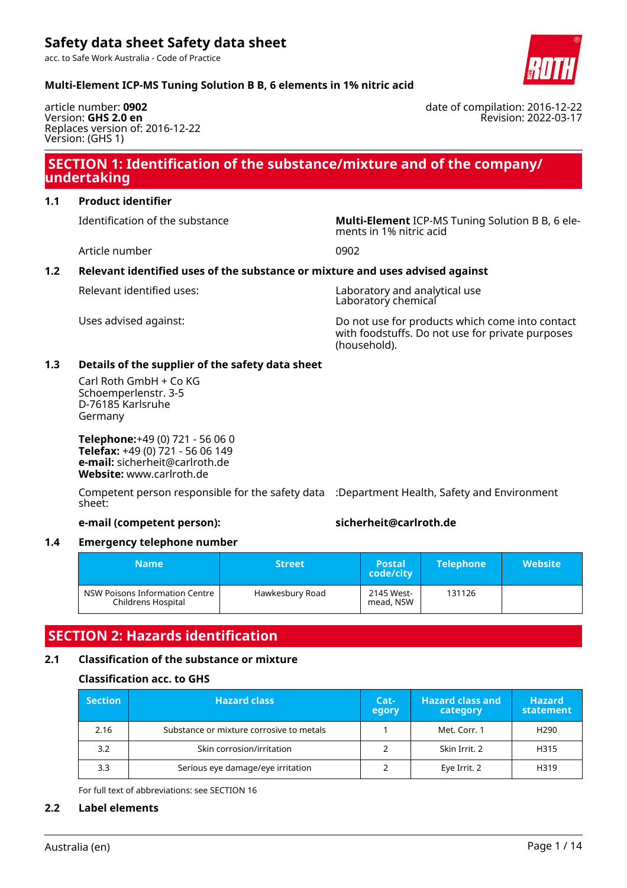# Safety data sheet Safety data sheet

acc. to Safe Work Australia - Code of Practice

**Multi-Element ICP-MS Tuning Solution B B, 6 elements in 1% nitric acid**

article number: **0902**
Version: **GHS 2.0 en**
Replaces version of: 2016-12-22
Version: (GHS 1)

date of compilation: 2016-12-22
Revision: 2022-03-17

## SECTION 1: Identification of the substance/mixture and of the company/ undertaking

### 1.1 Product identifier

Identification of the substance: **Multi-Element** ICP-MS Tuning Solution B B, 6 elements in 1% nitric acid

Article number: 0902

### 1.2 Relevant identified uses of the substance or mixture and uses advised against

Relevant identified uses: Laboratory and analytical use
Laboratory chemical

Uses advised against: Do not use for products which come into contact with foodstuffs. Do not use for private purposes (household).

### 1.3 Details of the supplier of the safety data sheet

Carl Roth GmbH + Co KG
Schoemperlenstr. 3-5
D-76185 Karlsruhe
Germany

**Telephone:**+49 (0) 721 - 56 06 0
**Telefax:** +49 (0) 721 - 56 06 149
**e-mail:** sicherheit@carlroth.de
**Website:** www.carlroth.de

Competent person responsible for the safety data sheet: :Department Health, Safety and Environment

**e-mail (competent person): sicherheit@carlroth.de**

### 1.4 Emergency telephone number

| Name | Street | Postal code/city | Telephone | Website |
|---|---|---|---|---|
| NSW Poisons Information Centre Childrens Hospital | Hawkesbury Road | 2145 Westmead, NSW | 131126 | |

## SECTION 2: Hazards identification

### 2.1 Classification of the substance or mixture

#### Classification acc. to GHS

| Section | Hazard class | Category | Hazard class and category | Hazard statement |
|---|---|---|---|---|
| 2.16 | Substance or mixture corrosive to metals | 1 | Met. Corr. 1 | H290 |
| 3.2 | Skin corrosion/irritation | 2 | Skin Irrit. 2 | H315 |
| 3.3 | Serious eye damage/eye irritation | 2 | Eye Irrit. 2 | H319 |

For full text of abbreviations: see SECTION 16

### 2.2 Label elements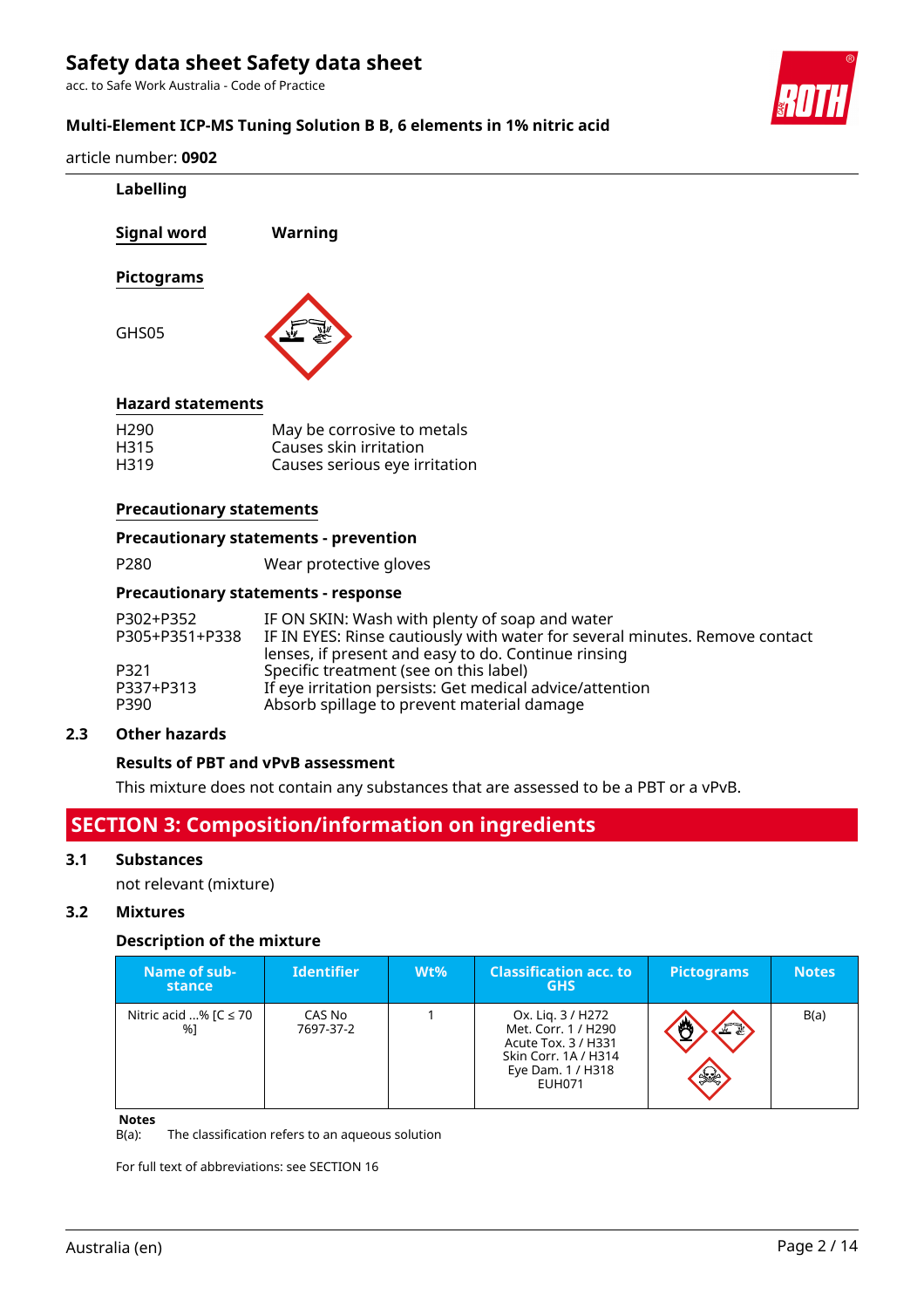### Labelling

**Signal word** **Warning**

**Pictograms**

GHS05

**Hazard statements**

| | |
|---|---|
| H290 | May be corrosive to metals |
| H315 | Causes skin irritation |
| H319 | Causes serious eye irritation |

**Precautionary statements**

**Precautionary statements - prevention**

| | |
|---|---|
| P280 | Wear protective gloves |

**Precautionary statements - response**

| | |
|---|---|
| P302+P352 | IF ON SKIN: Wash with plenty of soap and water |
| P305+P351+P338 | IF IN EYES: Rinse cautiously with water for several minutes. Remove contact lenses, if present and easy to do. Continue rinsing |
| P321 | Specific treatment (see on this label) |
| P337+P313 | If eye irritation persists: Get medical advice/attention |
| P390 | Absorb spillage to prevent material damage |

### 2.3 Other hazards

**Results of PBT and vPvB assessment**

This mixture does not contain any substances that are assessed to be a PBT or a vPvB.

## SECTION 3: Composition/information on ingredients

### 3.1 Substances

not relevant (mixture)

### 3.2 Mixtures

**Description of the mixture**

| Name of substance | Identifier | Wt% | Classification acc. to GHS | Pictograms | Notes |
|---|---|---|---|---|---|
| Nitric acid ...% [C ≤ 70 %] | CAS No 7697-37-2 | 1 | Ox. Liq. 3 / H272<br>Met. Corr. 1 / H290<br>Acute Tox. 3 / H331<br>Skin Corr. 1A / H314<br>Eye Dam. 1 / H318<br>EUH071 | | B(a) |

**Notes**
B(a): The classification refers to an aqueous solution

For full text of abbreviations: see SECTION 16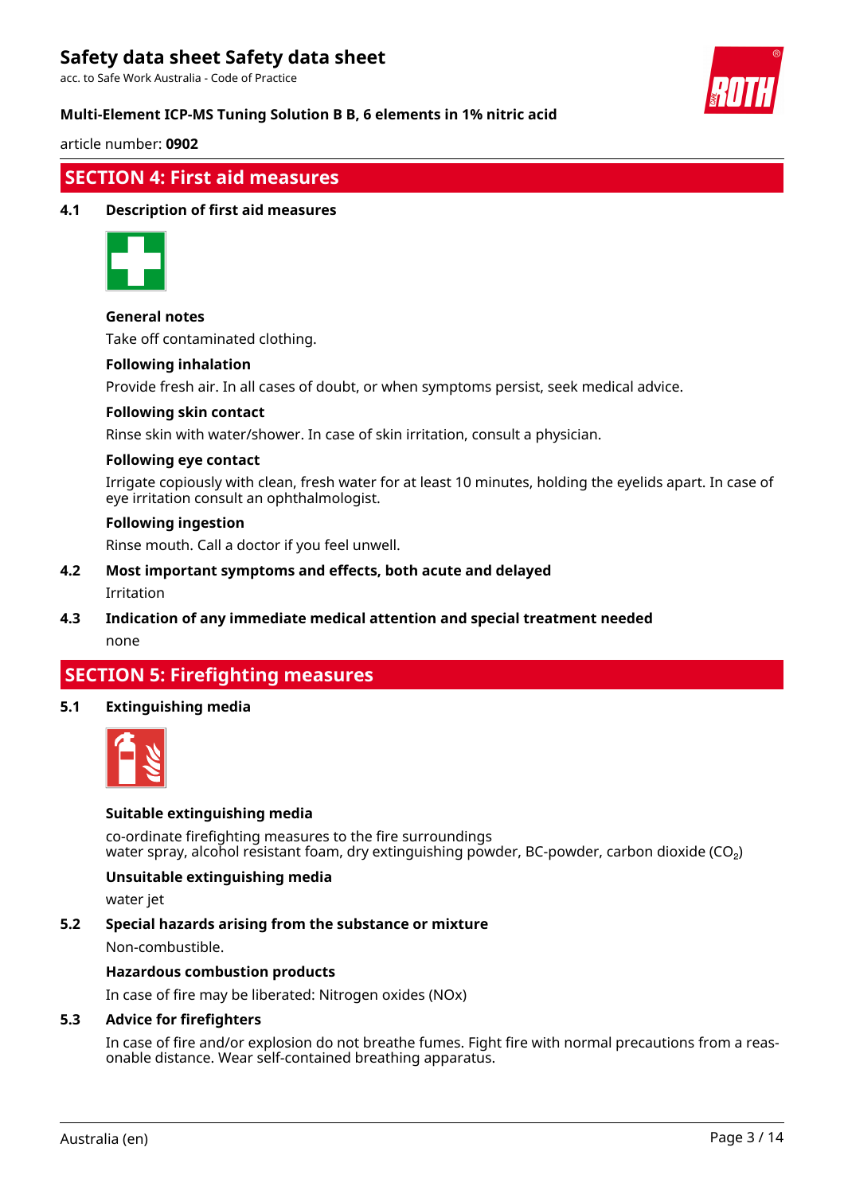## SECTION 4: First aid measures

### 4.1 Description of first aid measures

**General notes**

Take off contaminated clothing.

**Following inhalation**

Provide fresh air. In all cases of doubt, or when symptoms persist, seek medical advice.

**Following skin contact**

Rinse skin with water/shower. In case of skin irritation, consult a physician.

**Following eye contact**

Irrigate copiously with clean, fresh water for at least 10 minutes, holding the eyelids apart. In case of eye irritation consult an ophthalmologist.

**Following ingestion**

Rinse mouth. Call a doctor if you feel unwell.

### 4.2 Most important symptoms and effects, both acute and delayed

Irritation

### 4.3 Indication of any immediate medical attention and special treatment needed

none

## SECTION 5: Firefighting measures

### 5.1 Extinguishing media

**Suitable extinguishing media**

co-ordinate firefighting measures to the fire surroundings
water spray, alcohol resistant foam, dry extinguishing powder, BC-powder, carbon dioxide ($CO_2$)

**Unsuitable extinguishing media**

water jet

### 5.2 Special hazards arising from the substance or mixture

Non-combustible.

**Hazardous combustion products**

In case of fire may be liberated: Nitrogen oxides (NOx)

### 5.3 Advice for firefighters

In case of fire and/or explosion do not breathe fumes. Fight fire with normal precautions from a reasonable distance. Wear self-contained breathing apparatus.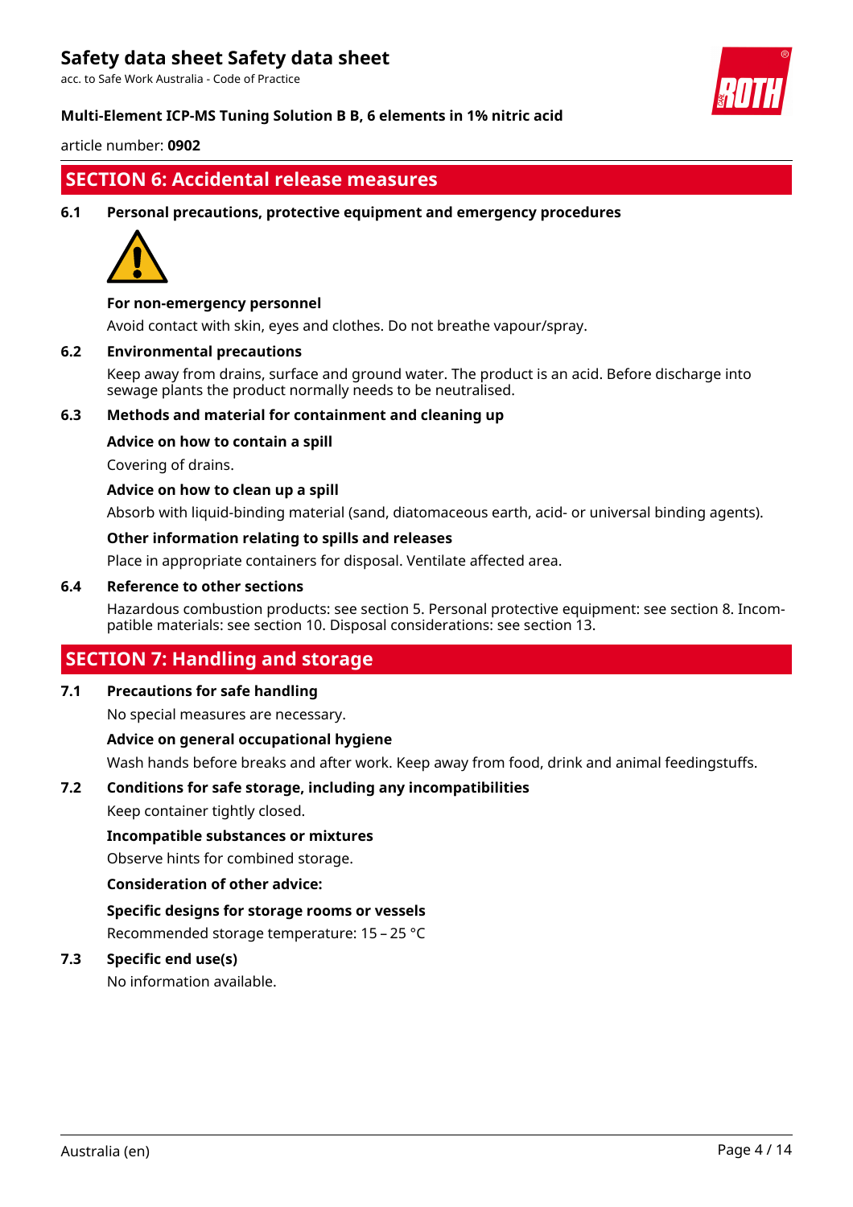## SECTION 6: Accidental release measures

### 6.1 Personal precautions, protective equipment and emergency procedures

**For non-emergency personnel**

Avoid contact with skin, eyes and clothes. Do not breathe vapour/spray.

### 6.2 Environmental precautions

Keep away from drains, surface and ground water. The product is an acid. Before discharge into sewage plants the product normally needs to be neutralised.

### 6.3 Methods and material for containment and cleaning up

**Advice on how to contain a spill**

Covering of drains.

**Advice on how to clean up a spill**

Absorb with liquid-binding material (sand, diatomaceous earth, acid- or universal binding agents).

**Other information relating to spills and releases**

Place in appropriate containers for disposal. Ventilate affected area.

### 6.4 Reference to other sections

Hazardous combustion products: see section 5. Personal protective equipment: see section 8. Incompatible materials: see section 10. Disposal considerations: see section 13.

## SECTION 7: Handling and storage

### 7.1 Precautions for safe handling

No special measures are necessary.

**Advice on general occupational hygiene**

Wash hands before breaks and after work. Keep away from food, drink and animal feedingstuffs.

### 7.2 Conditions for safe storage, including any incompatibilities

Keep container tightly closed.

**Incompatible substances or mixtures**

Observe hints for combined storage.

**Consideration of other advice:**

**Specific designs for storage rooms or vessels**

Recommended storage temperature: 15 – 25 °C

### 7.3 Specific end use(s)

No information available.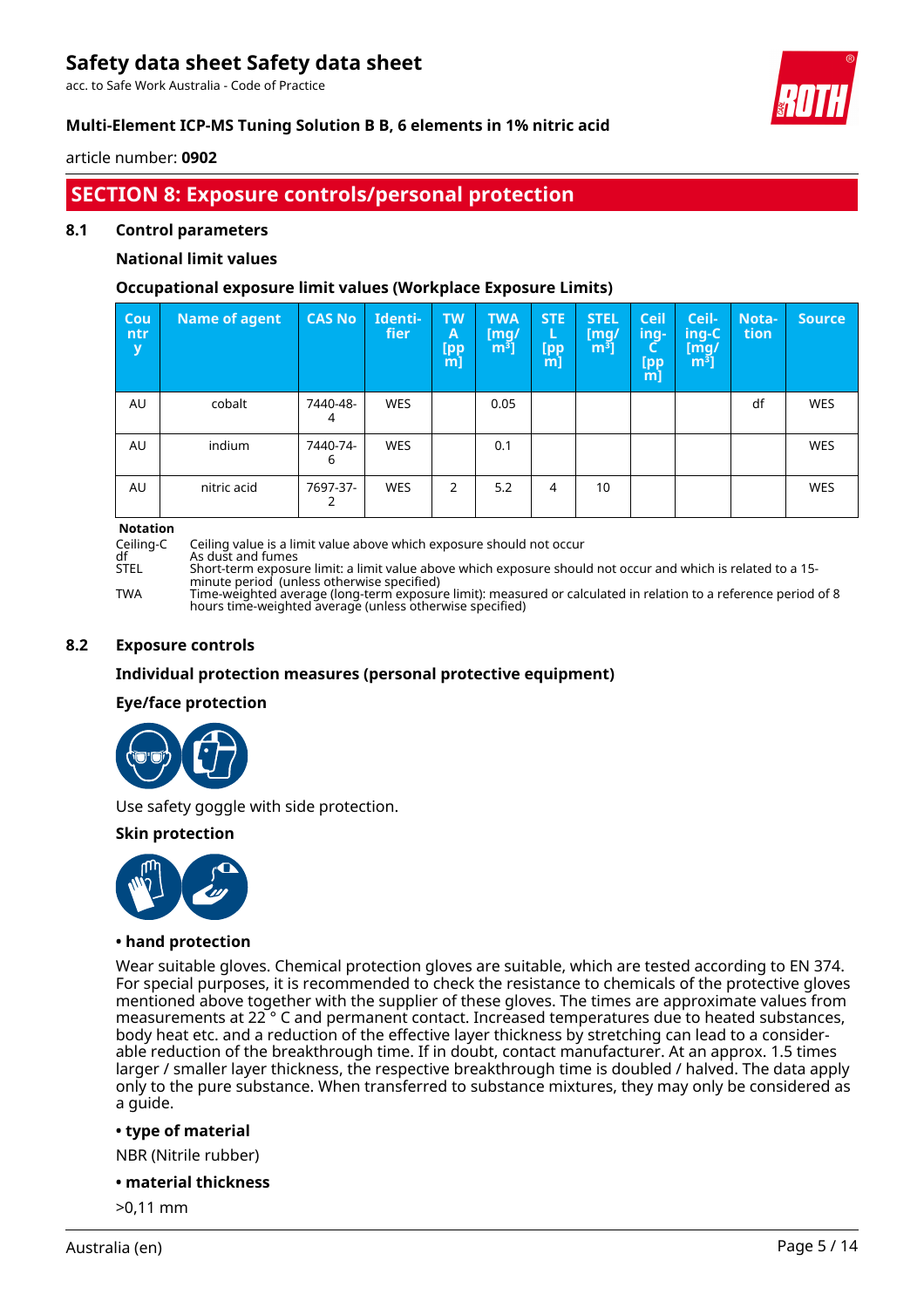## SECTION 8: Exposure controls/personal protection

### 8.1 Control parameters

**National limit values**

**Occupational exposure limit values (Workplace Exposure Limits)**

| Country | Name of agent | CAS No | Identifier | TWA [ppm] | TWA [mg/m³] | STEL [ppm] | STEL [mg/m³] | Ceiling-C [ppm] | Ceiling-C [mg/m³] | Notation | Source |
|---|---|---|---|---|---|---|---|---|---|---|---|
| AU | cobalt | 7440-48-4 | WES | | 0.05 | | | | | df | WES |
| AU | indium | 7440-74-6 | WES | | 0.1 | | | | | | WES |
| AU | nitric acid | 7697-37-2 | WES | 2 | 5.2 | 4 | 10 | | | | WES |

**Notation**

- Ceiling-C: Ceiling value is a limit value above which exposure should not occur
- df: As dust and fumes
- STEL: Short-term exposure limit: a limit value above which exposure should not occur and which is related to a 15-minute period (unless otherwise specified)
- TWA: Time-weighted average (long-term exposure limit): measured or calculated in relation to a reference period of 8 hours time-weighted average (unless otherwise specified)

### 8.2 Exposure controls

**Individual protection measures (personal protective equipment)**

**Eye/face protection**

Use safety goggle with side protection.

**Skin protection**

**• hand protection**

Wear suitable gloves. Chemical protection gloves are suitable, which are tested according to EN 374. For special purposes, it is recommended to check the resistance to chemicals of the protective gloves mentioned above together with the supplier of these gloves. The times are approximate values from measurements at 22 ° C and permanent contact. Increased temperatures due to heated substances, body heat etc. and a reduction of the effective layer thickness by stretching can lead to a considerable reduction of the breakthrough time. If in doubt, contact manufacturer. At an approx. 1.5 times larger / smaller layer thickness, the respective breakthrough time is doubled / halved. The data apply only to the pure substance. When transferred to substance mixtures, they may only be considered as a guide.

**• type of material**

NBR (Nitrile rubber)

**• material thickness**

>0,11 mm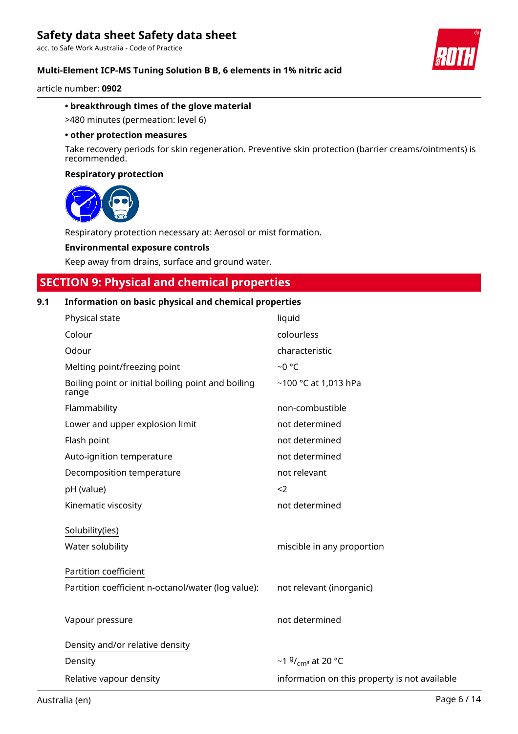**• breakthrough times of the glove material**

>480 minutes (permeation: level 6)

**• other protection measures**

Take recovery periods for skin regeneration. Preventive skin protection (barrier creams/ointments) is recommended.

**Respiratory protection**

Respiratory protection necessary at: Aerosol or mist formation.

**Environmental exposure controls**

Keep away from drains, surface and ground water.

## SECTION 9: Physical and chemical properties

### 9.1 Information on basic physical and chemical properties

| | |
|---|---|
| Physical state | liquid |
| Colour | colourless |
| Odour | characteristic |
| Melting point/freezing point | ~0 °C |
| Boiling point or initial boiling point and boiling range | ~100 °C at 1,013 hPa |
| Flammability | non-combustible |
| Lower and upper explosion limit | not determined |
| Flash point | not determined |
| Auto-ignition temperature | not determined |
| Decomposition temperature | not relevant |
| pH (value) | <2 |
| Kinematic viscosity | not determined |

Solubility(ies)

| | |
|---|---|
| Water solubility | miscible in any proportion |

Partition coefficient

| | |
|---|---|
| Partition coefficient n-octanol/water (log value): | not relevant (inorganic) |
| Vapour pressure | not determined |

Density and/or relative density

| | |
|---|---|
| Density | ~1 $^{g}/_{cm^3}$ at 20 °C |
| Relative vapour density | information on this property is not available |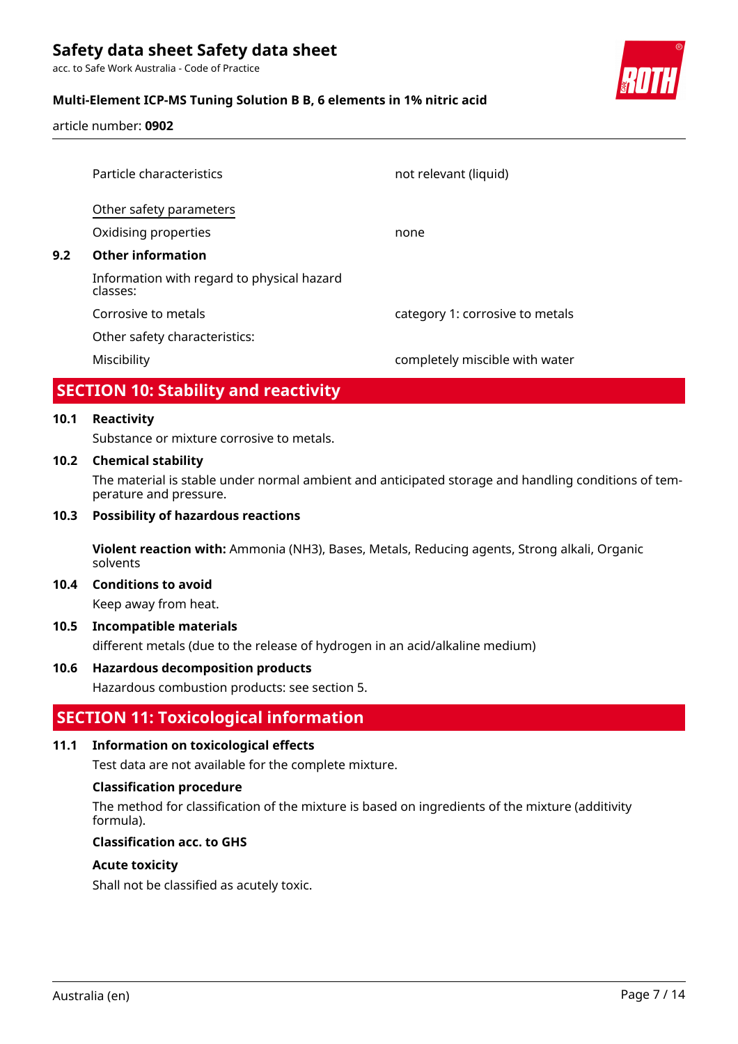| | |
|---|---|
| Particle characteristics | not relevant (liquid) |

Other safety parameters

| | |
|---|---|
| Oxidising properties | none |

### 9.2 Other information

Information with regard to physical hazard classes:

| | |
|---|---|
| Corrosive to metals | category 1: corrosive to metals |

Other safety characteristics:

| | |
|---|---|
| Miscibility | completely miscible with water |

## SECTION 10: Stability and reactivity

### 10.1 Reactivity

Substance or mixture corrosive to metals.

### 10.2 Chemical stability

The material is stable under normal ambient and anticipated storage and handling conditions of temperature and pressure.

### 10.3 Possibility of hazardous reactions

**Violent reaction with:** Ammonia ($NH_3$), Bases, Metals, Reducing agents, Strong alkali, Organic solvents

### 10.4 Conditions to avoid

Keep away from heat.

### 10.5 Incompatible materials

different metals (due to the release of hydrogen in an acid/alkaline medium)

### 10.6 Hazardous decomposition products

Hazardous combustion products: see section 5.

## SECTION 11: Toxicological information

### 11.1 Information on toxicological effects

Test data are not available for the complete mixture.

**Classification procedure**

The method for classification of the mixture is based on ingredients of the mixture (additivity formula).

**Classification acc. to GHS**

**Acute toxicity**

Shall not be classified as acutely toxic.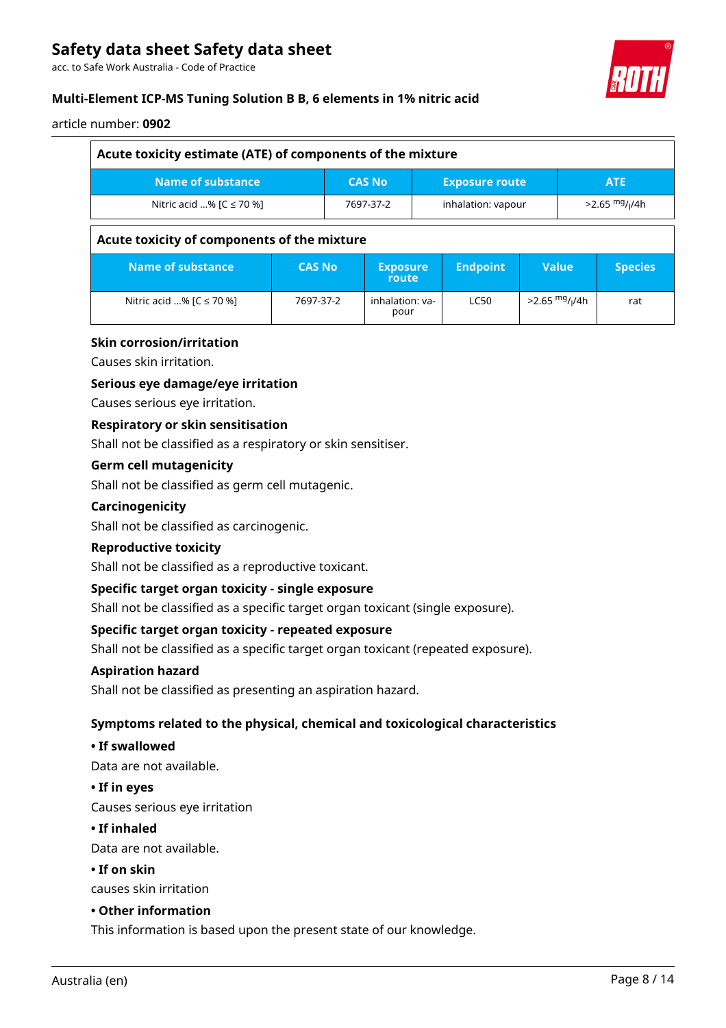| Acute toxicity estimate (ATE) of components of the mixture | | | |
|---|---|---|---|
| **Name of substance** | **CAS No** | **Exposure route** | **ATE** |
| Nitric acid ...% [C ≤ 70 %] | 7697-37-2 | inhalation: vapour | >2.65 $^{mg}/_{l}$/4h |

| Acute toxicity of components of the mixture | | | | | |
|---|---|---|---|---|---|
| **Name of substance** | **CAS No** | **Exposure route** | **Endpoint** | **Value** | **Species** |
| Nitric acid ...% [C ≤ 70 %] | 7697-37-2 | inhalation: vapour | LC50 | >2.65 $^{mg}/_{l}$/4h | rat |

**Skin corrosion/irritation**

Causes skin irritation.

**Serious eye damage/eye irritation**

Causes serious eye irritation.

**Respiratory or skin sensitisation**

Shall not be classified as a respiratory or skin sensitiser.

**Germ cell mutagenicity**

Shall not be classified as germ cell mutagenic.

**Carcinogenicity**

Shall not be classified as carcinogenic.

**Reproductive toxicity**

Shall not be classified as a reproductive toxicant.

**Specific target organ toxicity - single exposure**

Shall not be classified as a specific target organ toxicant (single exposure).

**Specific target organ toxicity - repeated exposure**

Shall not be classified as a specific target organ toxicant (repeated exposure).

**Aspiration hazard**

Shall not be classified as presenting an aspiration hazard.

**Symptoms related to the physical, chemical and toxicological characteristics**

**• If swallowed**

Data are not available.

**• If in eyes**

Causes serious eye irritation

**• If inhaled**

Data are not available.

**• If on skin**

causes skin irritation

**• Other information**

This information is based upon the present state of our knowledge.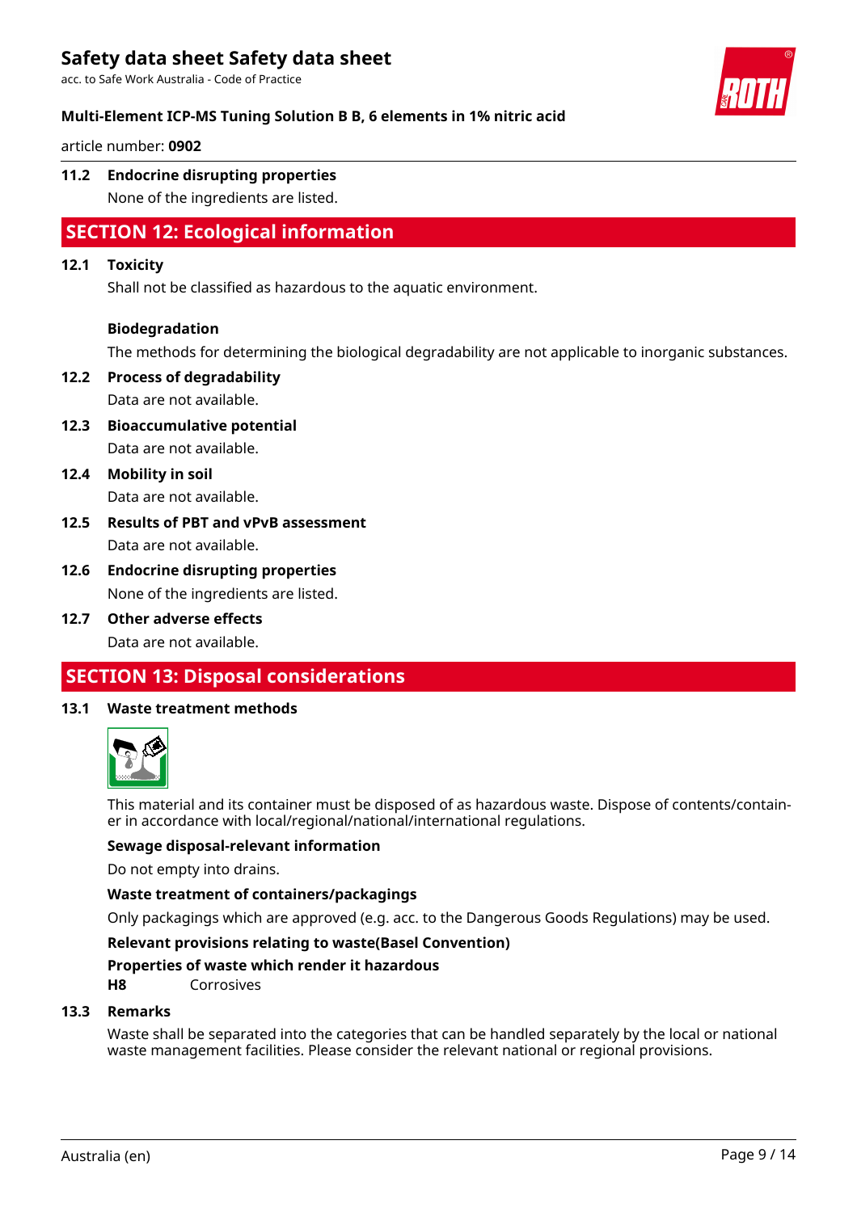### 11.2 Endocrine disrupting properties

None of the ingredients are listed.

## SECTION 12: Ecological information

### 12.1 Toxicity

Shall not be classified as hazardous to the aquatic environment.

**Biodegradation**

The methods for determining the biological degradability are not applicable to inorganic substances.

### 12.2 Process of degradability

Data are not available.

### 12.3 Bioaccumulative potential

Data are not available.

### 12.4 Mobility in soil

Data are not available.

### 12.5 Results of PBT and vPvB assessment

Data are not available.

### 12.6 Endocrine disrupting properties

None of the ingredients are listed.

### 12.7 Other adverse effects

Data are not available.

## SECTION 13: Disposal considerations

### 13.1 Waste treatment methods

This material and its container must be disposed of as hazardous waste. Dispose of contents/container in accordance with local/regional/national/international regulations.

**Sewage disposal-relevant information**

Do not empty into drains.

**Waste treatment of containers/packagings**

Only packagings which are approved (e.g. acc. to the Dangerous Goods Regulations) may be used.

**Relevant provisions relating to waste(Basel Convention)**

**Properties of waste which render it hazardous**

**H8** Corrosives

### 13.3 Remarks

Waste shall be separated into the categories that can be handled separately by the local or national waste management facilities. Please consider the relevant national or regional provisions.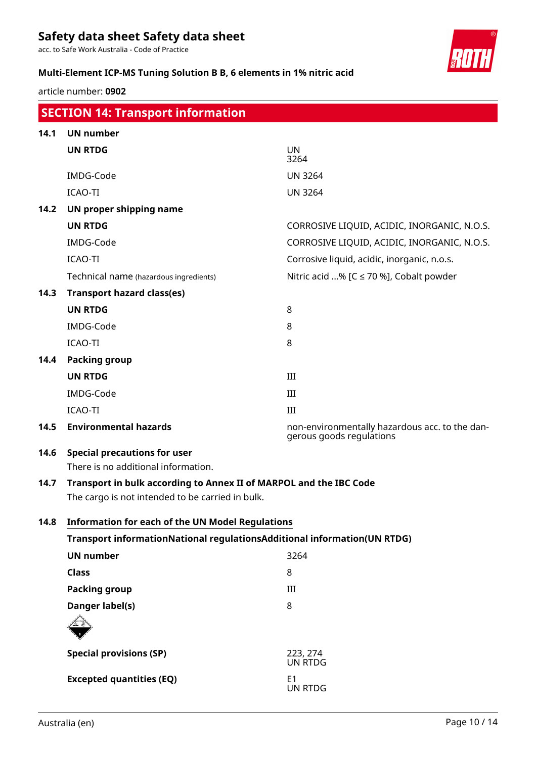## SECTION 14: Transport information

**14.1 UN number**

| | |
|---|---|
| **UN RTDG** | UN 3264 |
| IMDG-Code | UN 3264 |
| ICAO-TI | UN 3264 |

**14.2 UN proper shipping name**

| | |
|---|---|
| **UN RTDG** | CORROSIVE LIQUID, ACIDIC, INORGANIC, N.O.S. |
| IMDG-Code | CORROSIVE LIQUID, ACIDIC, INORGANIC, N.O.S. |
| ICAO-TI | Corrosive liquid, acidic, inorganic, n.o.s. |
| Technical name (hazardous ingredients) | Nitric acid ...% [C ≤ 70 %], Cobalt powder |

**14.3 Transport hazard class(es)**

| | |
|---|---|
| **UN RTDG** | 8 |
| IMDG-Code | 8 |
| ICAO-TI | 8 |

**14.4 Packing group**

| | |
|---|---|
| **UN RTDG** | III |
| IMDG-Code | III |
| ICAO-TI | III |

**14.5 Environmental hazards** — non-environmentally hazardous acc. to the dangerous goods regulations

**14.6 Special precautions for user**

There is no additional information.

**14.7 Transport in bulk according to Annex II of MARPOL and the IBC Code**

The cargo is not intended to be carried in bulk.

**14.8 Information for each of the UN Model Regulations**

**Transport informationNational regulationsAdditional information(UN RTDG)**

| | |
|---|---|
| **UN number** | 3264 |
| **Class** | 8 |
| **Packing group** | III |
| **Danger label(s)** | 8 |
| **Special provisions (SP)** | 223, 274 UN RTDG |
| **Excepted quantities (EQ)** | E1 UN RTDG |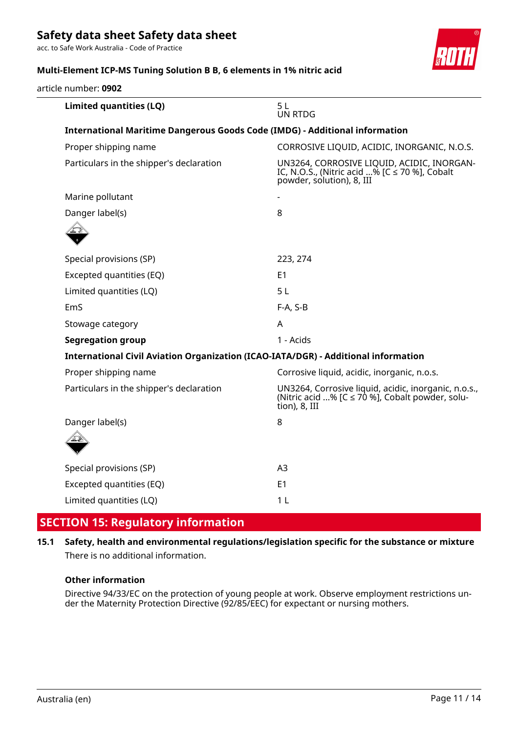| | |
|---|---|
| **Limited quantities (LQ)** | 5 L<br>UN RTDG |

**International Maritime Dangerous Goods Code (IMDG) - Additional information**

| | |
|---|---|
| Proper shipping name | CORROSIVE LIQUID, ACIDIC, INORGANIC, N.O.S. |
| Particulars in the shipper's declaration | UN3264, CORROSIVE LIQUID, ACIDIC, INORGANIC, N.O.S., (Nitric acid ...% [C ≤ 70 %], Cobalt powder, solution), 8, III |
| Marine pollutant | - |
| Danger label(s) | 8 |
| Special provisions (SP) | 223, 274 |
| Excepted quantities (EQ) | E1 |
| Limited quantities (LQ) | 5 L |
| EmS | F-A, S-B |
| Stowage category | A |
| **Segregation group** | 1 - Acids |

**International Civil Aviation Organization (ICAO-IATA/DGR) - Additional information**

| | |
|---|---|
| Proper shipping name | Corrosive liquid, acidic, inorganic, n.o.s. |
| Particulars in the shipper's declaration | UN3264, Corrosive liquid, acidic, inorganic, n.o.s., (Nitric acid ...% [C ≤ 70 %], Cobalt powder, solution), 8, III |
| Danger label(s) | 8 |
| Special provisions (SP) | A3 |
| Excepted quantities (EQ) | E1 |
| Limited quantities (LQ) | 1 L |

## SECTION 15: Regulatory information

### 15.1 Safety, health and environmental regulations/legislation specific for the substance or mixture

There is no additional information.

**Other information**

Directive 94/33/EC on the protection of young people at work. Observe employment restrictions under the Maternity Protection Directive (92/85/EEC) for expectant or nursing mothers.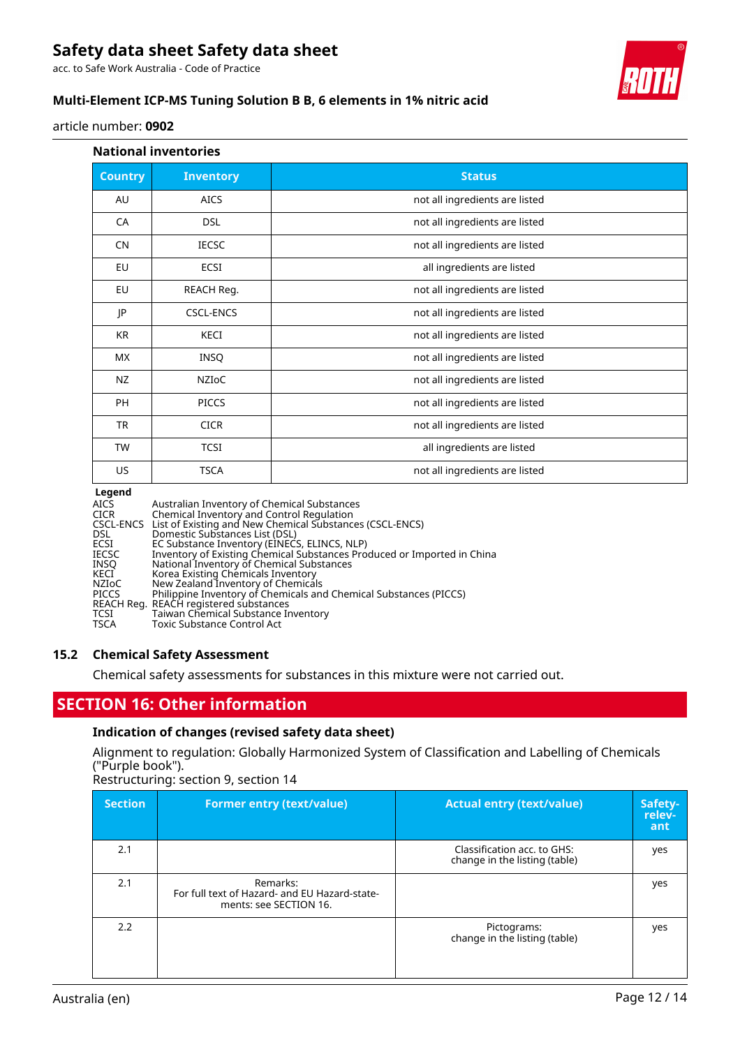#### National inventories

| Country | Inventory | Status |
|---|---|---|
| AU | AICS | not all ingredients are listed |
| CA | DSL | not all ingredients are listed |
| CN | IECSC | not all ingredients are listed |
| EU | ECSI | all ingredients are listed |
| EU | REACH Reg. | not all ingredients are listed |
| JP | CSCL-ENCS | not all ingredients are listed |
| KR | KECI | not all ingredients are listed |
| MX | INSQ | not all ingredients are listed |
| NZ | NZIoC | not all ingredients are listed |
| PH | PICCS | not all ingredients are listed |
| TR | CICR | not all ingredients are listed |
| TW | TCSI | all ingredients are listed |
| US | TSCA | not all ingredients are listed |

**Legend**

AICS Australian Inventory of Chemical Substances
CICR Chemical Inventory and Control Regulation
CSCL-ENCS List of Existing and New Chemical Substances (CSCL-ENCS)
DSL Domestic Substances List (DSL)
ECSI EC Substance Inventory (EINECS, ELINCS, NLP)
IECSC Inventory of Existing Chemical Substances Produced or Imported in China
INSQ National Inventory of Chemical Substances
KECI Korea Existing Chemicals Inventory
NZIoC New Zealand Inventory of Chemicals
PICCS Philippine Inventory of Chemicals and Chemical Substances (PICCS)
REACH Reg. REACH registered substances
TCSI Taiwan Chemical Substance Inventory
TSCA Toxic Substance Control Act

### 15.2 Chemical Safety Assessment

Chemical safety assessments for substances in this mixture were not carried out.

## SECTION 16: Other information

#### Indication of changes (revised safety data sheet)

Alignment to regulation: Globally Harmonized System of Classification and Labelling of Chemicals ("Purple book").
Restructuring: section 9, section 14

| Section | Former entry (text/value) | Actual entry (text/value) | Safety-relevant |
|---|---|---|---|
| 2.1 | | Classification acc. to GHS: change in the listing (table) | yes |
| 2.1 | Remarks: For full text of Hazard- and EU Hazard-statements: see SECTION 16. | | yes |
| 2.2 | | Pictograms: change in the listing (table) | yes |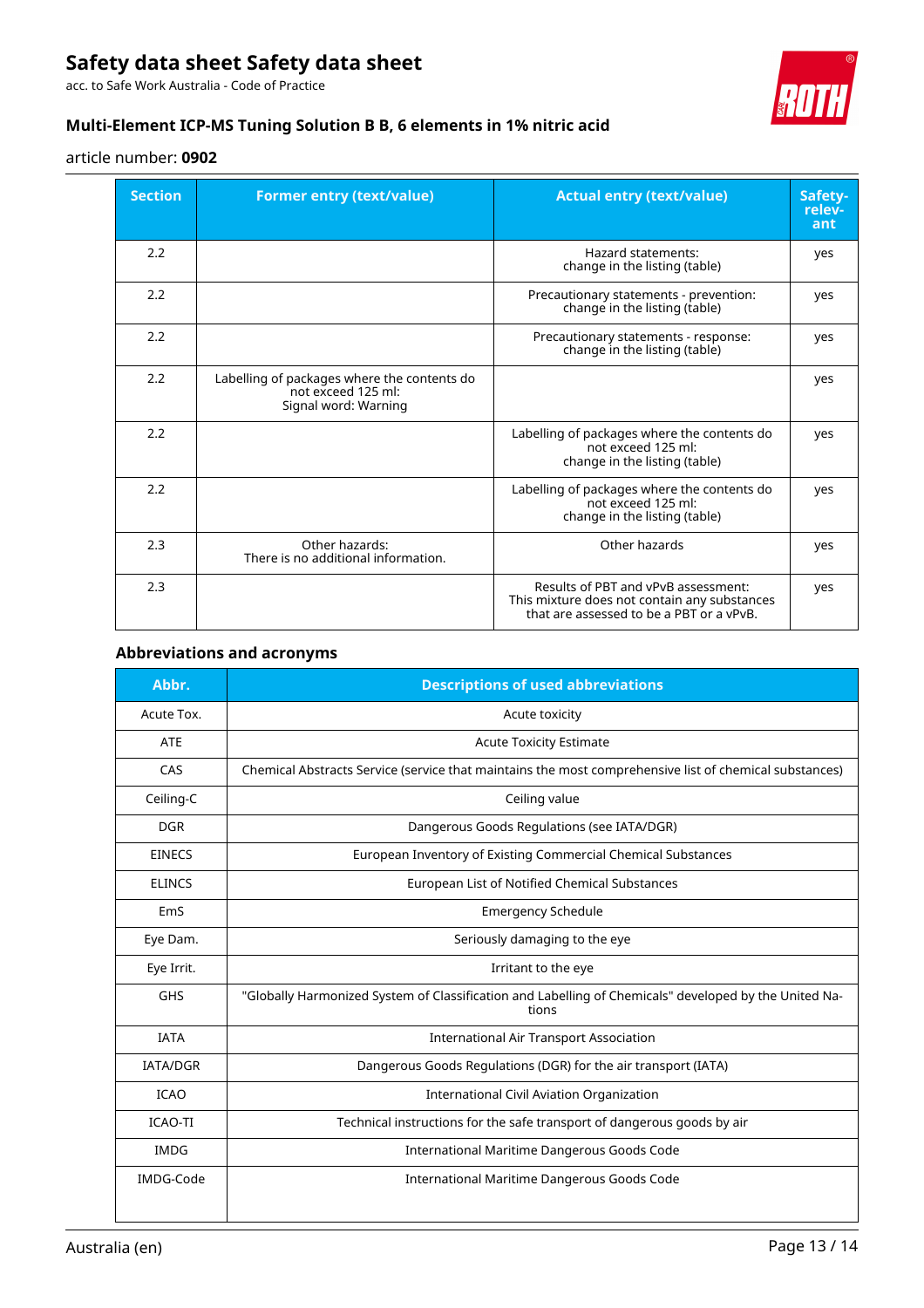| Section | Former entry (text/value) | Actual entry (text/value) | Safety-relevant |
|---|---|---|---|
| 2.2 | | Hazard statements: change in the listing (table) | yes |
| 2.2 | | Precautionary statements - prevention: change in the listing (table) | yes |
| 2.2 | | Precautionary statements - response: change in the listing (table) | yes |
| 2.2 | Labelling of packages where the contents do not exceed 125 ml: Signal word: Warning | | yes |
| 2.2 | | Labelling of packages where the contents do not exceed 125 ml: change in the listing (table) | yes |
| 2.2 | | Labelling of packages where the contents do not exceed 125 ml: change in the listing (table) | yes |
| 2.3 | Other hazards: There is no additional information. | Other hazards | yes |
| 2.3 | | Results of PBT and vPvB assessment: This mixture does not contain any substances that are assessed to be a PBT or a vPvB. | yes |

### Abbreviations and acronyms

| Abbr. | Descriptions of used abbreviations |
|---|---|
| Acute Tox. | Acute toxicity |
| ATE | Acute Toxicity Estimate |
| CAS | Chemical Abstracts Service (service that maintains the most comprehensive list of chemical substances) |
| Ceiling-C | Ceiling value |
| DGR | Dangerous Goods Regulations (see IATA/DGR) |
| EINECS | European Inventory of Existing Commercial Chemical Substances |
| ELINCS | European List of Notified Chemical Substances |
| EmS | Emergency Schedule |
| Eye Dam. | Seriously damaging to the eye |
| Eye Irrit. | Irritant to the eye |
| GHS | "Globally Harmonized System of Classification and Labelling of Chemicals" developed by the United Nations |
| IATA | International Air Transport Association |
| IATA/DGR | Dangerous Goods Regulations (DGR) for the air transport (IATA) |
| ICAO | International Civil Aviation Organization |
| ICAO-TI | Technical instructions for the safe transport of dangerous goods by air |
| IMDG | International Maritime Dangerous Goods Code |
| IMDG-Code | International Maritime Dangerous Goods Code |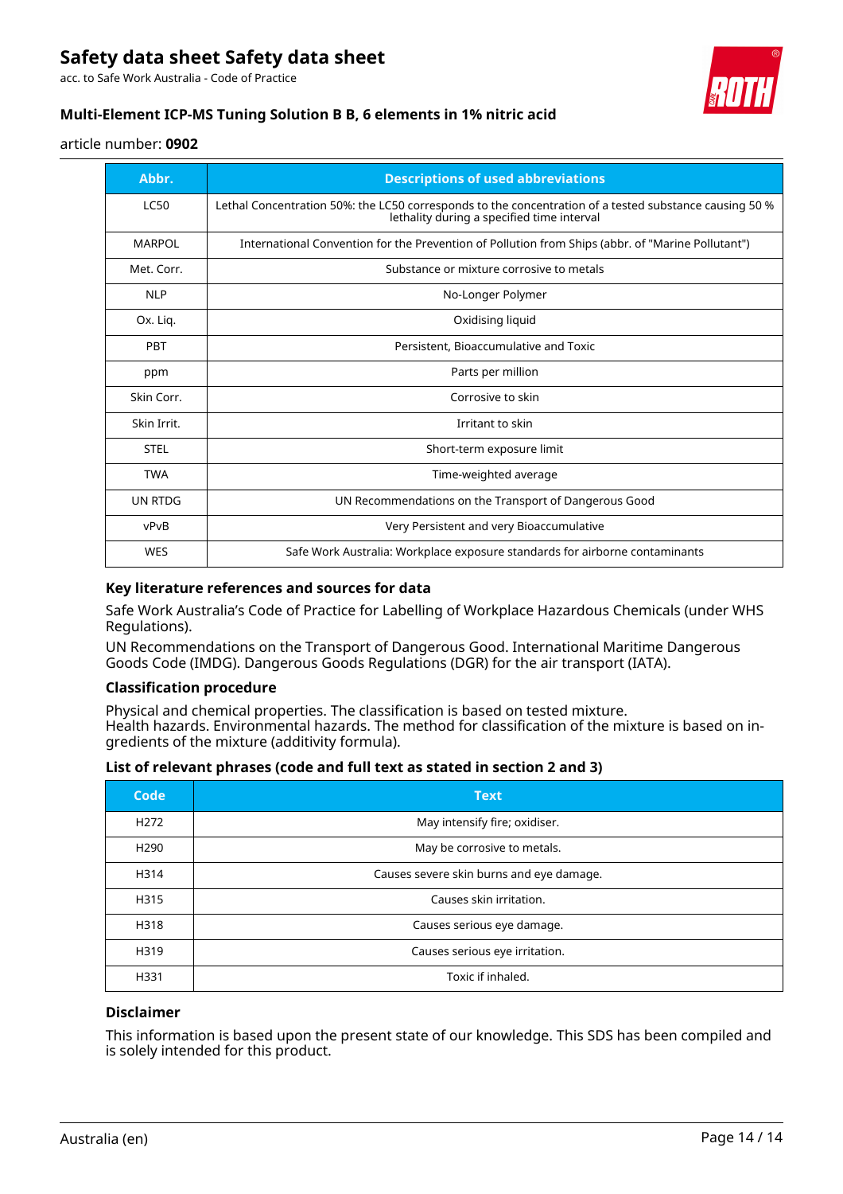| Abbr. | Descriptions of used abbreviations |
|---|---|
| LC50 | Lethal Concentration 50%: the LC50 corresponds to the concentration of a tested substance causing 50 % lethality during a specified time interval |
| MARPOL | International Convention for the Prevention of Pollution from Ships (abbr. of "Marine Pollutant") |
| Met. Corr. | Substance or mixture corrosive to metals |
| NLP | No-Longer Polymer |
| Ox. Liq. | Oxidising liquid |
| PBT | Persistent, Bioaccumulative and Toxic |
| ppm | Parts per million |
| Skin Corr. | Corrosive to skin |
| Skin Irrit. | Irritant to skin |
| STEL | Short-term exposure limit |
| TWA | Time-weighted average |
| UN RTDG | UN Recommendations on the Transport of Dangerous Good |
| vPvB | Very Persistent and very Bioaccumulative |
| WES | Safe Work Australia: Workplace exposure standards for airborne contaminants |

### Key literature references and sources for data

Safe Work Australia's Code of Practice for Labelling of Workplace Hazardous Chemicals (under WHS Regulations).

UN Recommendations on the Transport of Dangerous Good. International Maritime Dangerous Goods Code (IMDG). Dangerous Goods Regulations (DGR) for the air transport (IATA).

### Classification procedure

Physical and chemical properties. The classification is based on tested mixture.
Health hazards. Environmental hazards. The method for classification of the mixture is based on ingredients of the mixture (additivity formula).

### List of relevant phrases (code and full text as stated in section 2 and 3)

| Code | Text |
|---|---|
| H272 | May intensify fire; oxidiser. |
| H290 | May be corrosive to metals. |
| H314 | Causes severe skin burns and eye damage. |
| H315 | Causes skin irritation. |
| H318 | Causes serious eye damage. |
| H319 | Causes serious eye irritation. |
| H331 | Toxic if inhaled. |

### Disclaimer

This information is based upon the present state of our knowledge. This SDS has been compiled and is solely intended for this product.